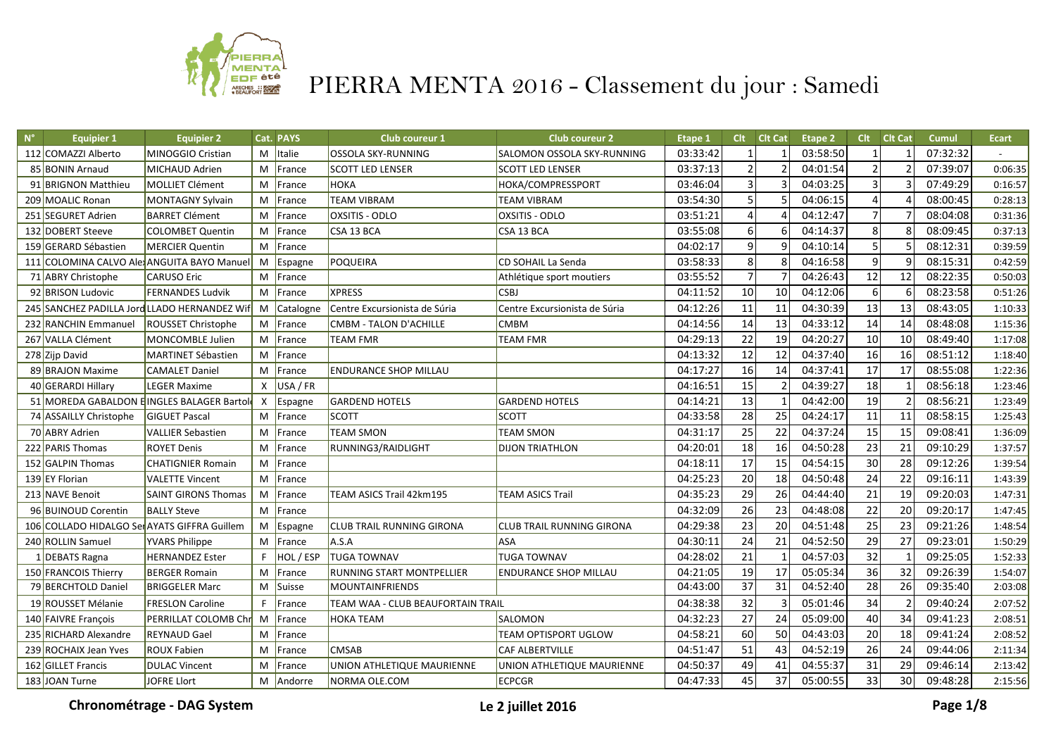# PIERRA MENTA 2016 - Classement du jour : Samedi

| N° | Equipier 1 | Equipier 2 | Cat. | PAYS | Club coureur 1 | Club coureur 2 | Etape 1 | Clt | Clt Cat | Etape 2 | Clt | Clt Cat | Cumul | Ecart |
|---|---|---|---|---|---|---|---|---|---|---|---|---|---|---|
| 112 | COMAZZI Alberto | MINOGGIO Cristian | M | Italie | OSSOLA SKY-RUNNING | SALOMON OSSOLA SKY-RUNNING | 03:33:42 | 1 | 1 | 03:58:50 | 1 | 1 | 07:32:32 | - |
| 85 | BONIN Arnaud | MICHAUD Adrien | M | France | SCOTT LED LENSER | SCOTT LED LENSER | 03:37:13 | 2 | 2 | 04:01:54 | 2 | 2 | 07:39:07 | 0:06:35 |
| 91 | BRIGNON Matthieu | MOLLIET Clément | M | France | HOKA | HOKA/COMPRESSPORT | 03:46:04 | 3 | 3 | 04:03:25 | 3 | 3 | 07:49:29 | 0:16:57 |
| 209 | MOALIC Ronan | MONTAGNY Sylvain | M | France | TEAM VIBRAM | TEAM VIBRAM | 03:54:30 | 5 | 5 | 04:06:15 | 4 | 4 | 08:00:45 | 0:28:13 |
| 251 | SEGURET Adrien | BARRET Clément | M | France | OXSITIS - ODLO | OXSITIS - ODLO | 03:51:21 | 4 | 4 | 04:12:47 | 7 | 7 | 08:04:08 | 0:31:36 |
| 132 | DOBERT Steeve | COLOMBET Quentin | M | France | CSA 13 BCA | CSA 13 BCA | 03:55:08 | 6 | 6 | 04:14:37 | 8 | 8 | 08:09:45 | 0:37:13 |
| 159 | GERARD Sébastien | MERCIER Quentin | M | France | | | 04:02:17 | 9 | 9 | 04:10:14 | 5 | 5 | 08:12:31 | 0:39:59 |
| 111 | COLOMINA CALVO Ale | ANGUITA BAYO Manuel | M | Espagne | POQUEIRA | CD SOHAIL La Senda | 03:58:33 | 8 | 8 | 04:16:58 | 9 | 9 | 08:15:31 | 0:42:59 |
| 71 | ABRY Christophe | CARUSO Eric | M | France | | Athlétique sport moutiers | 03:55:52 | 7 | 7 | 04:26:43 | 12 | 12 | 08:22:35 | 0:50:03 |
| 92 | BRISON Ludovic | FERNANDES Ludvik | M | France | XPRESS | CSBJ | 04:11:52 | 10 | 10 | 04:12:06 | 6 | 6 | 08:23:58 | 0:51:26 |
| 245 | SANCHEZ PADILLA Jord | LLADO HERNANDEZ Wif | M | Catalogne | Centre Excursionista de Súria | Centre Excursionista de Súria | 04:12:26 | 11 | 11 | 04:30:39 | 13 | 13 | 08:43:05 | 1:10:33 |
| 232 | RANCHIN Emmanuel | ROUSSET Christophe | M | France | CMBM - TALON D'ACHILLE | CMBM | 04:14:56 | 14 | 13 | 04:33:12 | 14 | 14 | 08:48:08 | 1:15:36 |
| 267 | VALLA Clément | MONCOMBLE Julien | M | France | TEAM FMR | TEAM FMR | 04:29:13 | 22 | 19 | 04:20:27 | 10 | 10 | 08:49:40 | 1:17:08 |
| 278 | Zijp David | MARTINET Sébastien | M | France | | | 04:13:32 | 12 | 12 | 04:37:40 | 16 | 16 | 08:51:12 | 1:18:40 |
| 89 | BRAJON Maxime | CAMALET Daniel | M | France | ENDURANCE SHOP MILLAU | | 04:17:27 | 16 | 14 | 04:37:41 | 17 | 17 | 08:55:08 | 1:22:36 |
| 40 | GERARDI Hillary | LEGER Maxime | X | USA / FR | | | 04:16:51 | 15 | 2 | 04:39:27 | 18 | 1 | 08:56:18 | 1:23:46 |
| 51 | MOREDA GABALDON E | INGLES BALAGER Bartol | X | Espagne | GARDEND HOTELS | GARDEND HOTELS | 04:14:21 | 13 | 1 | 04:42:00 | 19 | 2 | 08:56:21 | 1:23:49 |
| 74 | ASSAILLY Christophe | GIGUET Pascal | M | France | SCOTT | SCOTT | 04:33:58 | 28 | 25 | 04:24:17 | 11 | 11 | 08:58:15 | 1:25:43 |
| 70 | ABRY Adrien | VALLIER Sebastien | M | France | TEAM SMON | TEAM SMON | 04:31:17 | 25 | 22 | 04:37:24 | 15 | 15 | 09:08:41 | 1:36:09 |
| 222 | PARIS Thomas | ROYET Denis | M | France | RUNNING3/RAIDLIGHT | DIJON TRIATHLON | 04:20:01 | 18 | 16 | 04:50:28 | 23 | 21 | 09:10:29 | 1:37:57 |
| 152 | GALPIN Thomas | CHATIGNIER Romain | M | France | | | 04:18:11 | 17 | 15 | 04:54:15 | 30 | 28 | 09:12:26 | 1:39:54 |
| 139 | EY Florian | VALETTE Vincent | M | France | | | 04:25:23 | 20 | 18 | 04:50:48 | 24 | 22 | 09:16:11 | 1:43:39 |
| 213 | NAVE Benoit | SAINT GIRONS Thomas | M | France | TEAM ASICS Trail 42km195 | TEAM ASICS Trail | 04:35:23 | 29 | 26 | 04:44:40 | 21 | 19 | 09:20:03 | 1:47:31 |
| 96 | BUINOUD Corentin | BALLY Steve | M | France | | | 04:32:09 | 26 | 23 | 04:48:08 | 22 | 20 | 09:20:17 | 1:47:45 |
| 106 | COLLADO HIDALGO Se | AYATS GIFFRA Guillem | M | Espagne | CLUB TRAIL RUNNING GIRONA | CLUB TRAIL RUNNING GIRONA | 04:29:38 | 23 | 20 | 04:51:48 | 25 | 23 | 09:21:26 | 1:48:54 |
| 240 | ROLLIN Samuel | YVARS Philippe | M | France | A.S.A | ASA | 04:30:11 | 24 | 21 | 04:52:50 | 29 | 27 | 09:23:01 | 1:50:29 |
| 1 | DEBATS Ragna | HERNANDEZ Ester | F | HOL / ESP | TUGA TOWNAV | TUGA TOWNAV | 04:28:02 | 21 | 1 | 04:57:03 | 32 | 1 | 09:25:05 | 1:52:33 |
| 150 | FRANCOIS Thierry | BERGER Romain | M | France | RUNNING START MONTPELLIER | ENDURANCE SHOP MILLAU | 04:21:05 | 19 | 17 | 05:05:34 | 36 | 32 | 09:26:39 | 1:54:07 |
| 79 | BERCHTOLD Daniel | BRIGGELER Marc | M | Suisse | MOUNTAINFRIENDS | | 04:43:00 | 37 | 31 | 04:52:40 | 28 | 26 | 09:35:40 | 2:03:08 |
| 19 | ROUSSET Mélanie | FRESLON Caroline | F | France | TEAM WAA - CLUB BEAUFORTAIN TRAIL | | 04:38:38 | 32 | 3 | 05:01:46 | 34 | 2 | 09:40:24 | 2:07:52 |
| 140 | FAIVRE François | PERRILLAT COLOMB Chr | M | France | HOKA TEAM | SALOMON | 04:32:23 | 27 | 24 | 05:09:00 | 40 | 34 | 09:41:23 | 2:08:51 |
| 235 | RICHARD Alexandre | REYNAUD Gael | M | France | | TEAM OPTISPORT UGLOW | 04:58:21 | 60 | 50 | 04:43:03 | 20 | 18 | 09:41:24 | 2:08:52 |
| 239 | ROCHAIX Jean Yves | ROUX Fabien | M | France | CMSAB | CAF ALBERTVILLE | 04:51:47 | 51 | 43 | 04:52:19 | 26 | 24 | 09:44:06 | 2:11:34 |
| 162 | GILLET Francis | DULAC Vincent | M | France | UNION ATHLETIQUE MAURIENNE | UNION ATHLETIQUE MAURIENNE | 04:50:37 | 49 | 41 | 04:55:37 | 31 | 29 | 09:46:14 | 2:13:42 |
| 183 | JOAN Turne | JOFRE Llort | M | Andorre | NORMA OLE.COM | ECPCGR | 04:47:33 | 45 | 37 | 05:00:55 | 33 | 30 | 09:48:28 | 2:15:56 |

**Chronométrage - DAG System** **Le 2 juillet 2016**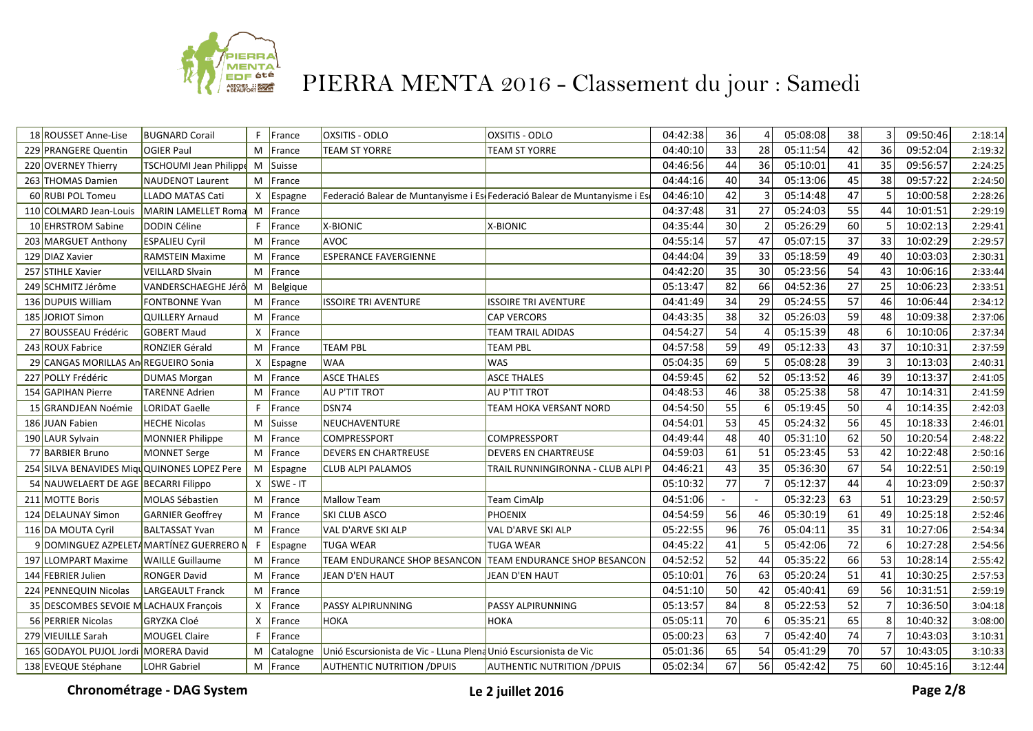# PIERRA MENTA 2016 - Classement du jour : Samedi

| | | | | | | | | | | | | | | |
|---|---|---|---|---|---|---|---|---|---|---|---|---|---|---|
| 18 | ROUSSET Anne-Lise | BUGNARD Corail | F | France | OXSITIS - ODLO | OXSITIS - ODLO | 04:42:38 | 36 | 4 | 05:08:08 | 38 | 3 | 09:50:46 | 2:18:14 |
| 229 | PRANGERE Quentin | OGIER Paul | M | France | TEAM ST YORRE | TEAM ST YORRE | 04:40:10 | 33 | 28 | 05:11:54 | 42 | 36 | 09:52:04 | 2:19:32 |
| 220 | OVERNEY Thierry | TSCHOUMI Jean Philippe | M | Suisse | | | 04:46:56 | 44 | 36 | 05:10:01 | 41 | 35 | 09:56:57 | 2:24:25 |
| 263 | THOMAS Damien | NAUDENOT Laurent | M | France | | | 04:44:16 | 40 | 34 | 05:13:06 | 45 | 38 | 09:57:22 | 2:24:50 |
| 60 | RUBI POL Tomeu | LLADO MATAS Cati | X | Espagne | Federació Balear de Muntanyisme i Es | Federació Balear de Muntanyisme i Es | 04:46:10 | 42 | 3 | 05:14:48 | 47 | 5 | 10:00:58 | 2:28:26 |
| 110 | COLMARD Jean-Louis | MARIN LAMELLET Roma | M | France | | | 04:37:48 | 31 | 27 | 05:24:03 | 55 | 44 | 10:01:51 | 2:29:19 |
| 10 | EHRSTROM Sabine | DODIN Céline | F | France | X-BIONIC | X-BIONIC | 04:35:44 | 30 | 2 | 05:26:29 | 60 | 5 | 10:02:13 | 2:29:41 |
| 203 | MARGUET Anthony | ESPALIEU Cyril | M | France | AVOC | | 04:55:14 | 57 | 47 | 05:07:15 | 37 | 33 | 10:02:29 | 2:29:57 |
| 129 | DIAZ Xavier | RAMSTEIN Maxime | M | France | ESPERANCE FAVERGIENNE | | 04:44:04 | 39 | 33 | 05:18:59 | 49 | 40 | 10:03:03 | 2:30:31 |
| 257 | STIHLE Xavier | VEILLARD Slvain | M | France | | | 04:42:20 | 35 | 30 | 05:23:56 | 54 | 43 | 10:06:16 | 2:33:44 |
| 249 | SCHMITZ Jérôme | VANDERSCHAEGHE Jérô | M | Belgique | | | 05:13:47 | 82 | 66 | 04:52:36 | 27 | 25 | 10:06:23 | 2:33:51 |
| 136 | DUPUIS William | FONTBONNE Yvan | M | France | ISSOIRE TRI AVENTURE | ISSOIRE TRI AVENTURE | 04:41:49 | 34 | 29 | 05:24:55 | 57 | 46 | 10:06:44 | 2:34:12 |
| 185 | JORIOT Simon | QUILLERY Arnaud | M | France | | CAP VERCORS | 04:43:35 | 38 | 32 | 05:26:03 | 59 | 48 | 10:09:38 | 2:37:06 |
| 27 | BOUSSEAU Frédéric | GOBERT Maud | X | France | | TEAM TRAIL ADIDAS | 04:54:27 | 54 | 4 | 05:15:39 | 48 | 6 | 10:10:06 | 2:37:34 |
| 243 | ROUX Fabrice | RONZIER Gérald | M | France | TEAM PBL | TEAM PBL | 04:57:58 | 59 | 49 | 05:12:33 | 43 | 37 | 10:10:31 | 2:37:59 |
| 29 | CANGAS MORILLAS An | REGUEIRO Sonia | X | Espagne | WAA | WAS | 05:04:35 | 69 | 5 | 05:08:28 | 39 | 3 | 10:13:03 | 2:40:31 |
| 227 | POLLY Frédéric | DUMAS Morgan | M | France | ASCE THALES | ASCE THALES | 04:59:45 | 62 | 52 | 05:13:52 | 46 | 39 | 10:13:37 | 2:41:05 |
| 154 | GAPIHAN Pierre | TARENNE Adrien | M | France | AU P'TIT TROT | AU P'TIT TROT | 04:48:53 | 46 | 38 | 05:25:38 | 58 | 47 | 10:14:31 | 2:41:59 |
| 15 | GRANDJEAN Noémie | LORIDAT Gaelle | F | France | DSN74 | TEAM HOKA VERSANT NORD | 04:54:50 | 55 | 6 | 05:19:45 | 50 | 4 | 10:14:35 | 2:42:03 |
| 186 | JUAN Fabien | HECHE Nicolas | M | Suisse | NEUCHAVENTURE | | 04:54:01 | 53 | 45 | 05:24:32 | 56 | 45 | 10:18:33 | 2:46:01 |
| 190 | LAUR Sylvain | MONNIER Philippe | M | France | COMPRESSPORT | COMPRESSPORT | 04:49:44 | 48 | 40 | 05:31:10 | 62 | 50 | 10:20:54 | 2:48:22 |
| 77 | BARBIER Bruno | MONNET Serge | M | France | DEVERS EN CHARTREUSE | DEVERS EN CHARTREUSE | 04:59:03 | 61 | 51 | 05:23:45 | 53 | 42 | 10:22:48 | 2:50:16 |
| 254 | SILVA BENAVIDES Miqu | QUINONES LOPEZ Pere | M | Espagne | CLUB ALPI PALAMOS | TRAIL RUNNINGIRONNA - CLUB ALPI P | 04:46:21 | 43 | 35 | 05:36:30 | 67 | 54 | 10:22:51 | 2:50:19 |
| 54 | NAUWELAERT DE AGE | BECARRI Filippo | X | SWE - IT | | | 05:10:32 | 77 | 7 | 05:12:37 | 44 | 4 | 10:23:09 | 2:50:37 |
| 211 | MOTTE Boris | MOLAS Sébastien | M | France | Mallow Team | Team CimAlp | 04:51:06 | - | - | 05:32:23 | 63 | 51 | 10:23:29 | 2:50:57 |
| 124 | DELAUNAY Simon | GARNIER Geoffrey | M | France | SKI CLUB ASCO | PHOENIX | 04:54:59 | 56 | 46 | 05:30:19 | 61 | 49 | 10:25:18 | 2:52:46 |
| 116 | DA MOUTA Cyril | BALTASSAT Yvan | M | France | VAL D'ARVE SKI ALP | VAL D'ARVE SKI ALP | 05:22:55 | 96 | 76 | 05:04:11 | 35 | 31 | 10:27:06 | 2:54:34 |
| 9 | DOMINGUEZ AZPELETA | MARTÍNEZ GUERRERO N | F | Espagne | TUGA WEAR | TUGA WEAR | 04:45:22 | 41 | 5 | 05:42:06 | 72 | 6 | 10:27:28 | 2:54:56 |
| 197 | LLOMPART Maxime | WAILLE Guillaume | M | France | TEAM ENDURANCE SHOP BESANCON | TEAM ENDURANCE SHOP BESANCON | 04:52:52 | 52 | 44 | 05:35:22 | 66 | 53 | 10:28:14 | 2:55:42 |
| 144 | FEBRIER Julien | RONGER David | M | France | JEAN D'EN HAUT | JEAN D'EN HAUT | 05:10:01 | 76 | 63 | 05:20:24 | 51 | 41 | 10:30:25 | 2:57:53 |
| 224 | PENNEQUIN Nicolas | LARGEAULT Franck | M | France | | | 04:51:10 | 50 | 42 | 05:40:41 | 69 | 56 | 10:31:51 | 2:59:19 |
| 35 | DESCOMBES SEVOIE M | LACHAUX François | X | France | PASSY ALPIRUNNING | PASSY ALPIRUNNING | 05:13:57 | 84 | 8 | 05:22:53 | 52 | 7 | 10:36:50 | 3:04:18 |
| 56 | PERRIER Nicolas | GRYZKA Cloé | X | France | HOKA | HOKA | 05:05:11 | 70 | 6 | 05:35:21 | 65 | 8 | 10:40:32 | 3:08:00 |
| 279 | VIEUILLE Sarah | MOUGEL Claire | F | France | | | 05:00:23 | 63 | 7 | 05:42:40 | 74 | 7 | 10:43:03 | 3:10:31 |
| 165 | GODAYOL PUJOL Jordi | MORERA David | M | Catalogne | Unió Escursionista de Vic - LLuna Plena | Unió Escursionista de Vic | 05:01:36 | 65 | 54 | 05:41:29 | 70 | 57 | 10:43:05 | 3:10:33 |
| 138 | EVEQUE Stéphane | LOHR Gabriel | M | France | AUTHENTIC NUTRITION /DPUIS | AUTHENTIC NUTRITION /DPUIS | 05:02:34 | 67 | 56 | 05:42:42 | 75 | 60 | 10:45:16 | 3:12:44 |

**Chronométrage - DAG System** **Le 2 juillet 2016**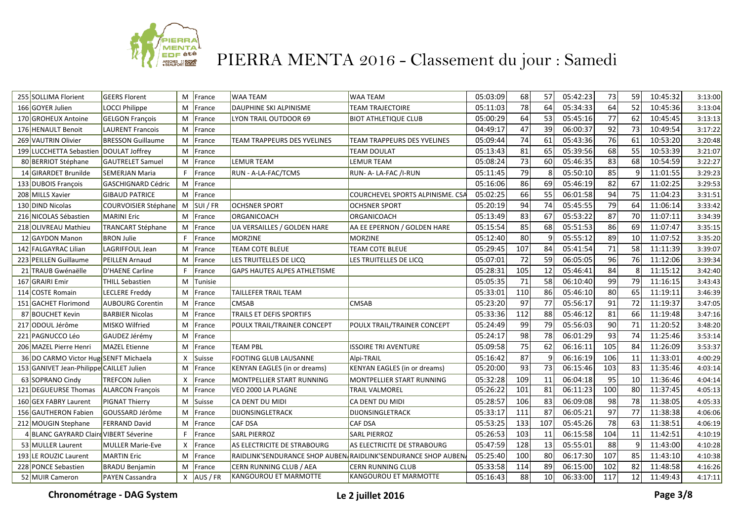# PIERRA MENTA 2016 - Classement du jour : Samedi

| | | | | | | | | | | | | | | |
|---|---|---|---|---|---|---|---|---|---|---|---|---|---|---|
| 255 | SOLLIMA Florient | GEERS Florent | M | France | WAA TEAM | WAA TEAM | 05:03:09 | 68 | 57 | 05:42:23 | 73 | 59 | 10:45:32 | 3:13:00 |
| 166 | GOYER Julien | LOCCI Philippe | M | France | DAUPHINE SKI ALPINISME | TEAM TRAJECTOIRE | 05:11:03 | 78 | 64 | 05:34:33 | 64 | 52 | 10:45:36 | 3:13:04 |
| 170 | GROHEUX Antoine | GELGON François | M | France | LYON TRAIL OUTDOOR 69 | BIOT ATHLETIQUE CLUB | 05:00:29 | 64 | 53 | 05:45:16 | 77 | 62 | 10:45:45 | 3:13:13 |
| 176 | HENAULT Benoit | LAURENT Francois | M | France | | | 04:49:17 | 47 | 39 | 06:00:37 | 92 | 73 | 10:49:54 | 3:17:22 |
| 269 | VAUTRIN Olivier | BRESSON Guillaume | M | France | TEAM TRAPPEURS DES YVELINES | TEAM TRAPPEURS DES YVELINES | 05:09:44 | 74 | 61 | 05:43:36 | 76 | 61 | 10:53:20 | 3:20:48 |
| 199 | LUCCHETTA Sebastien | DOULAT Joffrey | M | France | | TEAM DOULAT | 05:13:43 | 81 | 65 | 05:39:56 | 68 | 55 | 10:53:39 | 3:21:07 |
| 80 | BERRIOT Stéphane | GAUTRELET Samuel | M | France | LEMUR TEAM | LEMUR TEAM | 05:08:24 | 73 | 60 | 05:46:35 | 83 | 68 | 10:54:59 | 3:22:27 |
| 14 | GIRARDET Brunilde | SEMERJAN Maria | F | France | RUN - A-LA-FAC/TCMS | RUN- A- LA-FAC /I-RUN | 05:11:45 | 79 | 8 | 05:50:10 | 85 | 9 | 11:01:55 | 3:29:23 |
| 133 | DUBOIS François | GASCHIGNARD Cédric | M | France | | | 05:16:06 | 86 | 69 | 05:46:19 | 82 | 67 | 11:02:25 | 3:29:53 |
| 208 | MILLS Xavier | GIBAUD PATRICE | M | France | | COURCHEVEL SPORTS ALPINISME. CSA | 05:02:25 | 66 | 55 | 06:01:58 | 94 | 75 | 11:04:23 | 3:31:51 |
| 130 | DIND Nicolas | COURVOISIER Stéphane | M | SUI / FR | OCHSNER SPORT | OCHSNER SPORT | 05:20:19 | 94 | 74 | 05:45:55 | 79 | 64 | 11:06:14 | 3:33:42 |
| 216 | NICOLAS Sébastien | MARINI Eric | M | France | ORGANICOACH | ORGANICOACH | 05:13:49 | 83 | 67 | 05:53:22 | 87 | 70 | 11:07:11 | 3:34:39 |
| 218 | OLIVREAU Mathieu | TRANCART Stéphane | M | France | UA VERSAILLES / GOLDEN HARE | AA EE EPERNON / GOLDEN HARE | 05:15:54 | 85 | 68 | 05:51:53 | 86 | 69 | 11:07:47 | 3:35:15 |
| 12 | GAYDON Manon | BRON Julie | F | France | MORZINE | MORZINE | 05:12:40 | 80 | 9 | 05:55:12 | 89 | 10 | 11:07:52 | 3:35:20 |
| 142 | FALGAYRAC Lilian | LAGRIFFOUL Jean | M | France | TEAM COTE BLEUE | TEAM COTE BLEUE | 05:29:45 | 107 | 84 | 05:41:54 | 71 | 58 | 11:11:39 | 3:39:07 |
| 223 | PEILLEN Guillaume | PEILLEN Arnaud | M | France | LES TRUITELLES DE LICQ | LES TRUITELLES DE LICQ | 05:07:01 | 72 | 59 | 06:05:05 | 96 | 76 | 11:12:06 | 3:39:34 |
| 21 | TRAUB Gwénaëlle | D'HAENE Carline | F | France | GAPS HAUTES ALPES ATHLETISME | | 05:28:31 | 105 | 12 | 05:46:41 | 84 | 8 | 11:15:12 | 3:42:40 |
| 167 | GRAIRI Emir | THILL Sebastien | M | Tunisie | | | 05:05:35 | 71 | 58 | 06:10:40 | 99 | 79 | 11:16:15 | 3:43:43 |
| 114 | COSTE Romain | LECLERE Freddy | M | France | TAILLEFER TRAIL TEAM | | 05:33:01 | 110 | 86 | 05:46:10 | 80 | 65 | 11:19:11 | 3:46:39 |
| 151 | GACHET Florimond | AUBOURG Corentin | M | France | CMSAB | CMSAB | 05:23:20 | 97 | 77 | 05:56:17 | 91 | 72 | 11:19:37 | 3:47:05 |
| 87 | BOUCHET Kevin | BARBIER Nicolas | M | France | TRAILS ET DEFIS SPORTIFS | | 05:33:36 | 112 | 88 | 05:46:12 | 81 | 66 | 11:19:48 | 3:47:16 |
| 217 | ODOUL Jérôme | MISKO Wilfried | M | France | POULX TRAIL/TRAINER CONCEPT | POULX TRAIL/TRAINER CONCEPT | 05:24:49 | 99 | 79 | 05:56:03 | 90 | 71 | 11:20:52 | 3:48:20 |
| 221 | PAGNUCCO Léo | GAUDEZ Jérémy | M | France | | | 05:24:17 | 98 | 78 | 06:01:29 | 93 | 74 | 11:25:46 | 3:53:14 |
| 206 | MAZEL Pierre Henri | MAZEL Etienne | M | France | TEAM PBL | ISSOIRE TRI AVENTURE | 05:09:58 | 75 | 62 | 06:16:11 | 105 | 84 | 11:26:09 | 3:53:37 |
| 36 | DO CARMO Victor Hug | SENFT Michaela | X | Suisse | FOOTING GLUB LAUSANNE | Alpi-TRAIL | 05:16:42 | 87 | 9 | 06:16:19 | 106 | 11 | 11:33:01 | 4:00:29 |
| 153 | GANIVET Jean-Philippe | CAILLET Julien | M | France | KENYAN EAGLES (in or dreams) | KENYAN EAGLES (in or dreams) | 05:20:00 | 93 | 73 | 06:15:46 | 103 | 83 | 11:35:46 | 4:03:14 |
| 63 | SOPRANO Cindy | TREFCON Julien | X | France | MONTPELLIER START RUNNING | MONTPELLIER START RUNNING | 05:32:28 | 109 | 11 | 06:04:18 | 95 | 10 | 11:36:46 | 4:04:14 |
| 121 | DEGUEURSE Thomas | ALARCON François | M | France | VEO 2000 LA PLAGNE | TRAIL VALMOREL | 05:26:22 | 101 | 81 | 06:11:23 | 100 | 80 | 11:37:45 | 4:05:13 |
| 160 | GEX FABRY Laurent | PIGNAT Thierry | M | Suisse | CA DENT DU MIDI | CA DENT DU MIDI | 05:28:57 | 106 | 83 | 06:09:08 | 98 | 78 | 11:38:05 | 4:05:33 |
| 156 | GAUTHERON Fabien | GOUSSARD Jérôme | M | France | DIJONSINGLETRACK | DIJONSINGLETRACK | 05:33:17 | 111 | 87 | 06:05:21 | 97 | 77 | 11:38:38 | 4:06:06 |
| 212 | MOUGIN Stephane | FERRAND David | M | France | CAF DSA | CAF DSA | 05:53:25 | 133 | 107 | 05:45:26 | 78 | 63 | 11:38:51 | 4:06:19 |
| 4 | BLANC GAYRARD Claire | VIBERT Séverine | F | France | SARL PIERROZ | SARL PIERROZ | 05:26:53 | 103 | 11 | 06:15:58 | 104 | 11 | 11:42:51 | 4:10:19 |
| 53 | MULLER Laurent | MULLER Marie-Eve | X | France | AS ELECTRICITE DE STRABOURG | AS ELECTRICITE DE STRABOURG | 05:47:59 | 128 | 13 | 05:55:01 | 88 | 9 | 11:43:00 | 4:10:28 |
| 193 | LE ROUZIC Laurent | MARTIN Eric | M | France | RAIDLINK'SENDURANCE SHOP AUBEN | RAIDLINK'SENDURANCE SHOP AUBEN | 05:25:40 | 100 | 80 | 06:17:30 | 107 | 85 | 11:43:10 | 4:10:38 |
| 228 | PONCE Sebastien | BRADU Benjamin | M | France | CERN RUNNING CLUB / AEA | CERN RUNNING CLUB | 05:33:58 | 114 | 89 | 06:15:00 | 102 | 82 | 11:48:58 | 4:16:26 |
| 52 | MUIR Cameron | PAYEN Cassandra | X | AUS / FR | KANGOUROU ET MARMOTTE | KANGOUROU ET MARMOTTE | 05:16:43 | 88 | 10 | 06:33:00 | 117 | 12 | 11:49:43 | 4:17:11 |

**Chronométrage - DAG System** **Le 2 juillet 2016**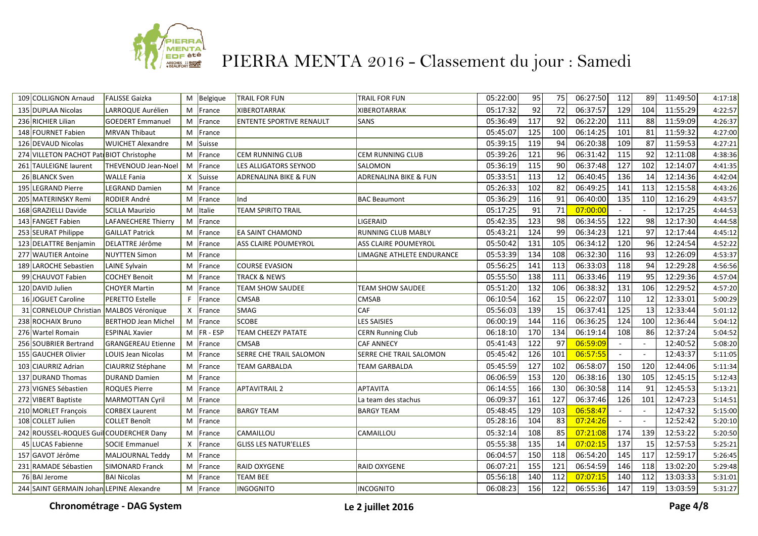# PIERRA MENTA 2016 - Classement du jour : Samedi

| | | | | | | | | | | | | | | |
|---|---|---|---|---|---|---|---|---|---|---|---|---|---|---|
| 109 | COLLIGNON Arnaud | FALISSE Gaizka | M | Belgique | TRAIL FOR FUN | TRAIL FOR FUN | 05:22:00 | 95 | 75 | 06:27:50 | 112 | 89 | 11:49:50 | 4:17:18 |
| 135 | DUPLAA Nicolas | LARROQUE Aurélien | M | France | XIBEROTARRAK | XIBEROTARRAK | 05:17:32 | 92 | 72 | 06:37:57 | 129 | 104 | 11:55:29 | 4:22:57 |
| 236 | RICHIER Lilian | GOEDERT Emmanuel | M | France | ENTENTE SPORTIVE RENAULT | SANS | 05:36:49 | 117 | 92 | 06:22:20 | 111 | 88 | 11:59:09 | 4:26:37 |
| 148 | FOURNET Fabien | MRVAN Thibaut | M | France | | | 05:45:07 | 125 | 100 | 06:14:25 | 101 | 81 | 11:59:32 | 4:27:00 |
| 126 | DEVAUD Nicolas | WUICHET Alexandre | M | Suisse | | | 05:39:15 | 119 | 94 | 06:20:38 | 109 | 87 | 11:59:53 | 4:27:21 |
| 274 | VILLETON PACHOT Pat | BIOT Christophe | M | France | CEM RUNNING CLUB | CEM RUNNING CLUB | 05:39:26 | 121 | 96 | 06:31:42 | 115 | 92 | 12:11:08 | 4:38:36 |
| 261 | TAULEIGNE laurent | THEVENOUD Jean-Noel | M | France | LES ALLIGATORS SEYNOD | SALOMON | 05:36:19 | 115 | 90 | 06:37:48 | 127 | 102 | 12:14:07 | 4:41:35 |
| 26 | BLANCK Sven | WALLE Fania | X | Suisse | ADRENALINA BIKE & FUN | ADRENALINA BIKE & FUN | 05:33:51 | 113 | 12 | 06:40:45 | 136 | 14 | 12:14:36 | 4:42:04 |
| 195 | LEGRAND Pierre | LEGRAND Damien | M | France | | | 05:26:33 | 102 | 82 | 06:49:25 | 141 | 113 | 12:15:58 | 4:43:26 |
| 205 | MATERINSKY Remi | RODIER André | M | France | Ind | BAC Beaumont | 05:36:29 | 116 | 91 | 06:40:00 | 135 | 110 | 12:16:29 | 4:43:57 |
| 168 | GRAZIELLI Davide | SCILLA Maurizio | M | Italie | TEAM SPIRITO TRAIL | | 05:17:25 | 91 | 71 | 07:00:00 | - | - | 12:17:25 | 4:44:53 |
| 143 | FANGET Fabien | LAFANECHERE Thierry | M | France | | LIGERAID | 05:42:35 | 123 | 98 | 06:34:55 | 122 | 98 | 12:17:30 | 4:44:58 |
| 253 | SEURAT Philippe | GAILLAT Patrick | M | France | EA SAINT CHAMOND | RUNNING CLUB MABLY | 05:43:21 | 124 | 99 | 06:34:23 | 121 | 97 | 12:17:44 | 4:45:12 |
| 123 | DELATTRE Benjamin | DELATTRE Jérôme | M | France | ASS CLAIRE POUMEYROL | ASS CLAIRE POUMEYROL | 05:50:42 | 131 | 105 | 06:34:12 | 120 | 96 | 12:24:54 | 4:52:22 |
| 277 | WAUTIER Antoine | NUYTTEN Simon | M | France | | LIMAGNE ATHLETE ENDURANCE | 05:53:39 | 134 | 108 | 06:32:30 | 116 | 93 | 12:26:09 | 4:53:37 |
| 189 | LAROCHE Sebastien | LAINE Sylvain | M | France | COURSE EVASION | | 05:56:25 | 141 | 113 | 06:33:03 | 118 | 94 | 12:29:28 | 4:56:56 |
| 99 | CHAUVOT Fabien | COCHEY Benoit | M | France | TRACK & NEWS | | 05:55:50 | 138 | 111 | 06:33:46 | 119 | 95 | 12:29:36 | 4:57:04 |
| 120 | DAVID Julien | CHOYER Martin | M | France | TEAM SHOW SAUDEE | TEAM SHOW SAUDEE | 05:51:20 | 132 | 106 | 06:38:32 | 131 | 106 | 12:29:52 | 4:57:20 |
| 16 | JOGUET Caroline | PERETTO Estelle | F | France | CMSAB | CMSAB | 06:10:54 | 162 | 15 | 06:22:07 | 110 | 12 | 12:33:01 | 5:00:29 |
| 31 | CORNELOUP Christian | MALBOS Véronique | X | France | SMAG | CAF | 05:56:03 | 139 | 15 | 06:37:41 | 125 | 13 | 12:33:44 | 5:01:12 |
| 238 | ROCHAIX Bruno | BERTHOD Jean Michel | M | France | SCOBE | LES SAISIES | 06:00:19 | 144 | 116 | 06:36:25 | 124 | 100 | 12:36:44 | 5:04:12 |
| 276 | Wartel Romain | ESPINAL Xavier | M | FR - ESP | TEAM CHEEZY PATATE | CERN Running Club | 06:18:10 | 170 | 134 | 06:19:14 | 108 | 86 | 12:37:24 | 5:04:52 |
| 256 | SOUBRIER Bertrand | GRANGEREAU Etienne | M | France | CMSAB | CAF ANNECY | 05:41:43 | 122 | 97 | 06:59:09 | - | - | 12:40:52 | 5:08:20 |
| 155 | GAUCHER Olivier | LOUIS Jean Nicolas | M | France | SERRE CHE TRAIL SALOMON | SERRE CHE TRAIL SALOMON | 05:45:42 | 126 | 101 | 06:57:55 | - | - | 12:43:37 | 5:11:05 |
| 103 | CIAURRIZ Adrian | CIAURRIZ Stéphane | M | France | TEAM GARBALDA | TEAM GARBALDA | 05:45:59 | 127 | 102 | 06:58:07 | 150 | 120 | 12:44:06 | 5:11:34 |
| 137 | DURAND Thomas | DURAND Damien | M | France | | | 06:06:59 | 153 | 120 | 06:38:16 | 130 | 105 | 12:45:15 | 5:12:43 |
| 273 | VIGNES Sébastien | ROQUES Pierre | M | France | APTAVITRAIL 2 | APTAVITA | 06:14:55 | 166 | 130 | 06:30:58 | 114 | 91 | 12:45:53 | 5:13:21 |
| 272 | VIBERT Baptiste | MARMOTTAN Cyril | M | France | | La team des stachus | 06:09:37 | 161 | 127 | 06:37:46 | 126 | 101 | 12:47:23 | 5:14:51 |
| 210 | MORLET François | CORBEX Laurent | M | France | BARGY TEAM | BARGY TEAM | 05:48:45 | 129 | 103 | 06:58:47 | - | - | 12:47:32 | 5:15:00 |
| 108 | COLLET Julien | COLLET Benoît | M | France | | | 05:28:16 | 104 | 83 | 07:24:26 | - | - | 12:52:42 | 5:20:10 |
| 242 | ROUSSEL-ROQUES Gui | COUDERCHER Dany | M | France | CAMAILLOU | CAMAILLOU | 05:32:14 | 108 | 85 | 07:21:08 | 174 | 139 | 12:53:22 | 5:20:50 |
| 45 | LUCAS Fabienne | SOCIE Emmanuel | X | France | GLISS LES NATUR'ELLES | | 05:55:38 | 135 | 14 | 07:02:15 | 137 | 15 | 12:57:53 | 5:25:21 |
| 157 | GAVOT Jérôme | MALJOURNAL Teddy | M | France | | | 06:04:57 | 150 | 118 | 06:54:20 | 145 | 117 | 12:59:17 | 5:26:45 |
| 231 | RAMADE Sébastien | SIMONARD Franck | M | France | RAID OXYGENE | RAID OXYGENE | 06:07:21 | 155 | 121 | 06:54:59 | 146 | 118 | 13:02:20 | 5:29:48 |
| 76 | BAI Jerome | BAI Nicolas | M | France | TEAM BEE | | 05:56:18 | 140 | 112 | 07:07:15 | 140 | 112 | 13:03:33 | 5:31:01 |
| 244 | SAINT GERMAIN Johan | LEPINE Alexandre | M | France | INGOGNITO | INCOGNITO | 06:08:23 | 156 | 122 | 06:55:36 | 147 | 119 | 13:03:59 | 5:31:27 |

**Chronométrage - DAG System** **Le 2 juillet 2016**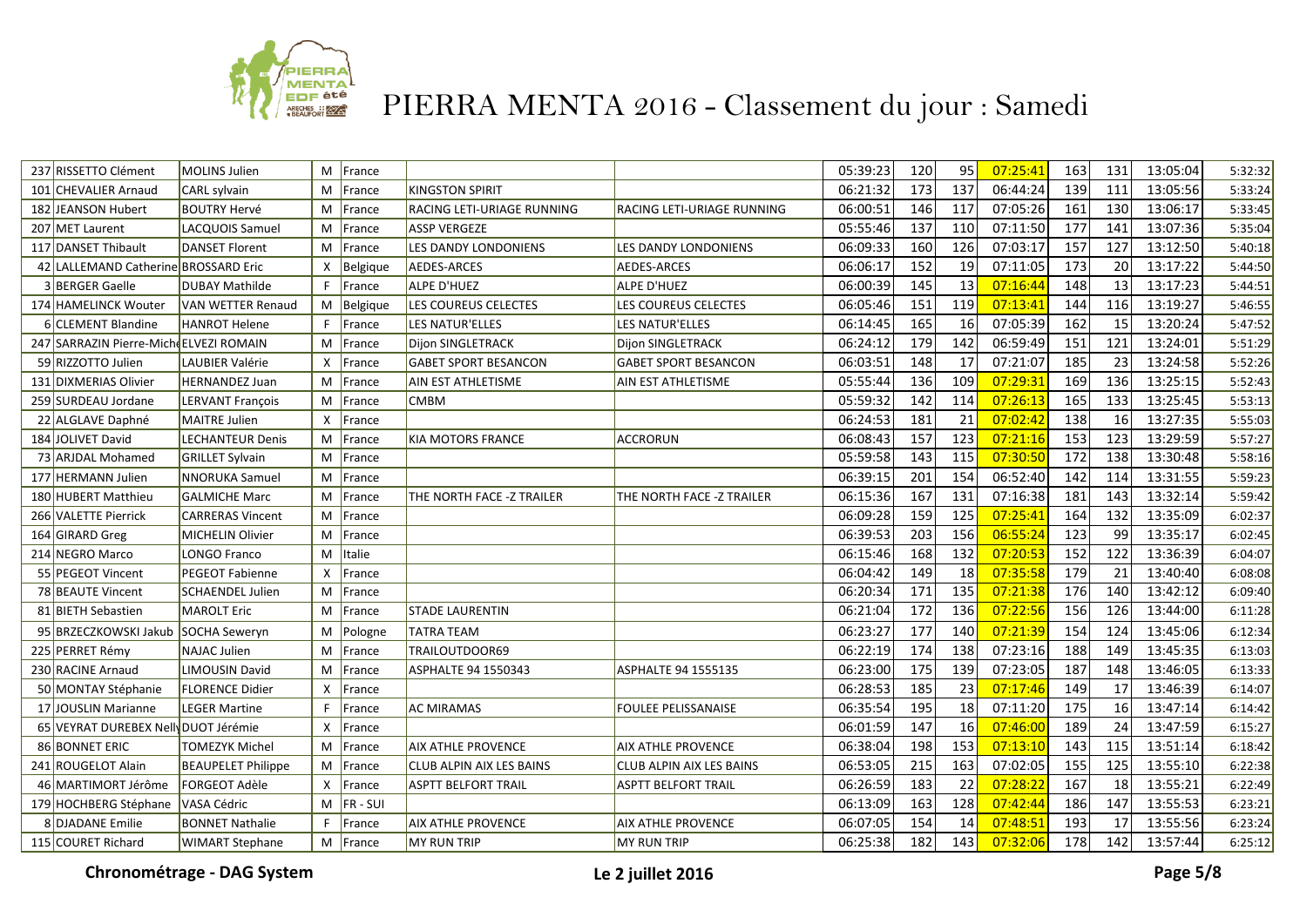# PIERRA MENTA 2016 - Classement du jour : Samedi

| | | | | | | | | | | | | | | |
|---|---|---|---|---|---|---|---|---|---|---|---|---|---|---|
| 237 | RISSETTO Clément | MOLINS Julien | M | France | | | 05:39:23 | 120 | 95 | 07:25:41 | 163 | 131 | 13:05:04 | 5:32:32 |
| 101 | CHEVALIER Arnaud | CARL sylvain | M | France | KINGSTON SPIRIT | | 06:21:32 | 173 | 137 | 06:44:24 | 139 | 111 | 13:05:56 | 5:33:24 |
| 182 | JEANSON Hubert | BOUTRY Hervé | M | France | RACING LETI-URIAGE RUNNING | RACING LETI-URIAGE RUNNING | 06:00:51 | 146 | 117 | 07:05:26 | 161 | 130 | 13:06:17 | 5:33:45 |
| 207 | MET Laurent | LACQUOIS Samuel | M | France | ASSP VERGEZE | | 05:55:46 | 137 | 110 | 07:11:50 | 177 | 141 | 13:07:36 | 5:35:04 |
| 117 | DANSET Thibault | DANSET Florent | M | France | LES DANDY LONDONIENS | LES DANDY LONDONIENS | 06:09:33 | 160 | 126 | 07:03:17 | 157 | 127 | 13:12:50 | 5:40:18 |
| 42 | LALLEMAND Catherine | BROSSARD Eric | X | Belgique | AEDES-ARCES | AEDES-ARCES | 06:06:17 | 152 | 19 | 07:11:05 | 173 | 20 | 13:17:22 | 5:44:50 |
| 3 | BERGER Gaelle | DUBAY Mathilde | F | France | ALPE D'HUEZ | ALPE D'HUEZ | 06:00:39 | 145 | 13 | 07:16:44 | 148 | 13 | 13:17:23 | 5:44:51 |
| 174 | HAMELINCK Wouter | VAN WETTER Renaud | M | Belgique | LES COUREUS CELECTES | LES COUREUS CELECTES | 06:05:46 | 151 | 119 | 07:13:41 | 144 | 116 | 13:19:27 | 5:46:55 |
| 6 | CLEMENT Blandine | HANROT Helene | F | France | LES NATUR'ELLES | LES NATUR'ELLES | 06:14:45 | 165 | 16 | 07:05:39 | 162 | 15 | 13:20:24 | 5:47:52 |
| 247 | SARRAZIN Pierre-Miche | ELVEZI ROMAIN | M | France | Dijon SINGLETRACK | Dijon SINGLETRACK | 06:24:12 | 179 | 142 | 06:59:49 | 151 | 121 | 13:24:01 | 5:51:29 |
| 59 | RIZZOTTO Julien | LAUBIER Valérie | X | France | GABET SPORT BESANCON | GABET SPORT BESANCON | 06:03:51 | 148 | 17 | 07:21:07 | 185 | 23 | 13:24:58 | 5:52:26 |
| 131 | DIXMERIAS Olivier | HERNANDEZ Juan | M | France | AIN EST ATHLETISME | AIN EST ATHLETISME | 05:55:44 | 136 | 109 | 07:29:31 | 169 | 136 | 13:25:15 | 5:52:43 |
| 259 | SURDEAU Jordane | LERVANT François | M | France | CMBM | | 05:59:32 | 142 | 114 | 07:26:13 | 165 | 133 | 13:25:45 | 5:53:13 |
| 22 | ALGLAVE Daphné | MAITRE Julien | X | France | | | 06:24:53 | 181 | 21 | 07:02:42 | 138 | 16 | 13:27:35 | 5:55:03 |
| 184 | JOLIVET David | LECHANTEUR Denis | M | France | KIA MOTORS FRANCE | ACCRORUN | 06:08:43 | 157 | 123 | 07:21:16 | 153 | 123 | 13:29:59 | 5:57:27 |
| 73 | ARJDAL Mohamed | GRILLET Sylvain | M | France | | | 05:59:58 | 143 | 115 | 07:30:50 | 172 | 138 | 13:30:48 | 5:58:16 |
| 177 | HERMANN Julien | NNORUKA Samuel | M | France | | | 06:39:15 | 201 | 154 | 06:52:40 | 142 | 114 | 13:31:55 | 5:59:23 |
| 180 | HUBERT Matthieu | GALMICHE Marc | M | France | THE NORTH FACE -Z TRAILER | THE NORTH FACE -Z TRAILER | 06:15:36 | 167 | 131 | 07:16:38 | 181 | 143 | 13:32:14 | 5:59:42 |
| 266 | VALETTE Pierrick | CARRERAS Vincent | M | France | | | 06:09:28 | 159 | 125 | 07:25:41 | 164 | 132 | 13:35:09 | 6:02:37 |
| 164 | GIRARD Greg | MICHELIN Olivier | M | France | | | 06:39:53 | 203 | 156 | 06:55:24 | 123 | 99 | 13:35:17 | 6:02:45 |
| 214 | NEGRO Marco | LONGO Franco | M | Italie | | | 06:15:46 | 168 | 132 | 07:20:53 | 152 | 122 | 13:36:39 | 6:04:07 |
| 55 | PEGEOT Vincent | PEGEOT Fabienne | X | France | | | 06:04:42 | 149 | 18 | 07:35:58 | 179 | 21 | 13:40:40 | 6:08:08 |
| 78 | BEAUTE Vincent | SCHAENDEL Julien | M | France | | | 06:20:34 | 171 | 135 | 07:21:38 | 176 | 140 | 13:42:12 | 6:09:40 |
| 81 | BIETH Sebastien | MAROLT Eric | M | France | STADE LAURENTIN | | 06:21:04 | 172 | 136 | 07:22:56 | 156 | 126 | 13:44:00 | 6:11:28 |
| 95 | BRZECZKOWSKI Jakub | SOCHA Seweryn | M | Pologne | TATRA TEAM | | 06:23:27 | 177 | 140 | 07:21:39 | 154 | 124 | 13:45:06 | 6:12:34 |
| 225 | PERRET Rémy | NAJAC Julien | M | France | TRAILOUTDOOR69 | | 06:22:19 | 174 | 138 | 07:23:16 | 188 | 149 | 13:45:35 | 6:13:03 |
| 230 | RACINE Arnaud | LIMOUSIN David | M | France | ASPHALTE 94 1550343 | ASPHALTE 94 1555135 | 06:23:00 | 175 | 139 | 07:23:05 | 187 | 148 | 13:46:05 | 6:13:33 |
| 50 | MONTAY Stéphanie | FLORENCE Didier | X | France | | | 06:28:53 | 185 | 23 | 07:17:46 | 149 | 17 | 13:46:39 | 6:14:07 |
| 17 | JOUSLIN Marianne | LEGER Martine | F | France | AC MIRAMAS | FOULEE PELISSANAISE | 06:35:54 | 195 | 18 | 07:11:20 | 175 | 16 | 13:47:14 | 6:14:42 |
| 65 | VEYRAT DUREBEX Nelly | DUOT Jérémie | X | France | | | 06:01:59 | 147 | 16 | 07:46:00 | 189 | 24 | 13:47:59 | 6:15:27 |
| 86 | BONNET ERIC | TOMEZYK Michel | M | France | AIX ATHLE PROVENCE | AIX ATHLE PROVENCE | 06:38:04 | 198 | 153 | 07:13:10 | 143 | 115 | 13:51:14 | 6:18:42 |
| 241 | ROUGELOT Alain | BEAUPELET Philippe | M | France | CLUB ALPIN AIX LES BAINS | CLUB ALPIN AIX LES BAINS | 06:53:05 | 215 | 163 | 07:02:05 | 155 | 125 | 13:55:10 | 6:22:38 |
| 46 | MARTIMORT Jérôme | FORGEOT Adèle | X | France | ASPTT BELFORT TRAIL | ASPTT BELFORT TRAIL | 06:26:59 | 183 | 22 | 07:28:22 | 167 | 18 | 13:55:21 | 6:22:49 |
| 179 | HOCHBERG Stéphane | VASA Cédric | M | FR - SUI | | | 06:13:09 | 163 | 128 | 07:42:44 | 186 | 147 | 13:55:53 | 6:23:21 |
| 8 | DJADANE Emilie | BONNET Nathalie | F | France | AIX ATHLE PROVENCE | AIX ATHLE PROVENCE | 06:07:05 | 154 | 14 | 07:48:51 | 193 | 17 | 13:55:56 | 6:23:24 |
| 115 | COURET Richard | WIMART Stephane | M | France | MY RUN TRIP | MY RUN TRIP | 06:25:38 | 182 | 143 | 07:32:06 | 178 | 142 | 13:57:44 | 6:25:12 |

**Chronométrage - DAG System** **Le 2 juillet 2016**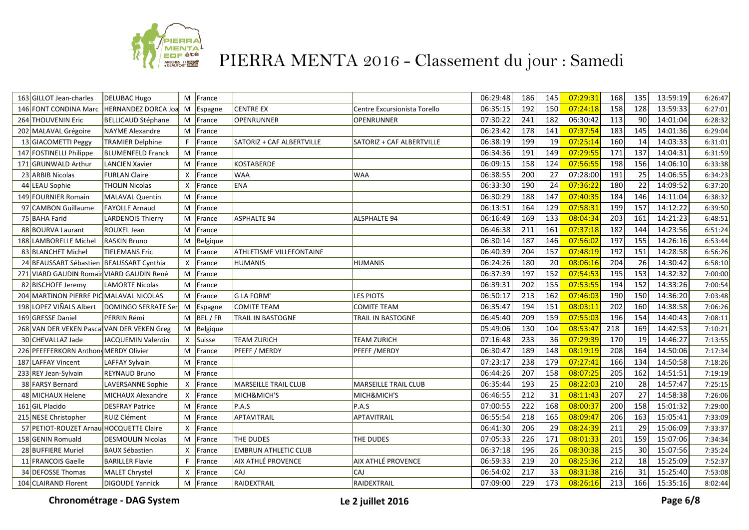# PIERRA MENTA 2016 - Classement du jour : Samedi

| | | | | | | | | | | | | | | |
|---|---|---|---|---|---|---|---|---|---|---|---|---|---|---|
| 163 | GILLOT Jean-charles | DELUBAC Hugo | M | France | | | 06:29:48 | 186 | 145 | 07:29:31 | 168 | 135 | 13:59:19 | 6:26:47 |
| 146 | FONT CONDINA Marc | HERNANDEZ DORCA Joa | M | Espagne | CENTRE EX | Centre Excursionista Torello | 06:35:15 | 192 | 150 | 07:24:18 | 158 | 128 | 13:59:33 | 6:27:01 |
| 264 | THOUVENIN Eric | BELLICAUD Stéphane | M | France | OPENRUNNER | OPENRUNNER | 07:30:22 | 241 | 182 | 06:30:42 | 113 | 90 | 14:01:04 | 6:28:32 |
| 202 | MALAVAL Grégoire | NAYME Alexandre | M | France | | | 06:23:42 | 178 | 141 | 07:37:54 | 183 | 145 | 14:01:36 | 6:29:04 |
| 13 | GIACOMETTI Peggy | TRAMIER Delphine | F | France | SATORIZ + CAF ALBERTVILLE | SATORIZ + CAF ALBERTVILLE | 06:38:19 | 199 | 19 | 07:25:14 | 160 | 14 | 14:03:33 | 6:31:01 |
| 147 | FOSTINELLI Philippe | BLUMENFELD Franck | M | France | | | 06:34:36 | 191 | 149 | 07:29:55 | 171 | 137 | 14:04:31 | 6:31:59 |
| 171 | GRUNWALD Arthur | LANCIEN Xavier | M | France | KOSTABERDE | | 06:09:15 | 158 | 124 | 07:56:55 | 198 | 156 | 14:06:10 | 6:33:38 |
| 23 | ARBIB Nicolas | FURLAN Claire | X | France | WAA | WAA | 06:38:55 | 200 | 27 | 07:28:00 | 191 | 25 | 14:06:55 | 6:34:23 |
| 44 | LEAU Sophie | THOLIN Nicolas | X | France | ENA | | 06:33:30 | 190 | 24 | 07:36:22 | 180 | 22 | 14:09:52 | 6:37:20 |
| 149 | FOURNIER Romain | MALAVAL Quentin | M | France | | | 06:30:29 | 188 | 147 | 07:40:35 | 184 | 146 | 14:11:04 | 6:38:32 |
| 97 | CAMBON Guillaume | FAYOLLE Arnaud | M | France | | | 06:13:51 | 164 | 129 | 07:58:31 | 199 | 157 | 14:12:22 | 6:39:50 |
| 75 | BAHA Farid | LARDENOIS Thierry | M | France | ASPHALTE 94 | ALSPHALTE 94 | 06:16:49 | 169 | 133 | 08:04:34 | 203 | 161 | 14:21:23 | 6:48:51 |
| 88 | BOURVA Laurant | ROUXEL Jean | M | France | | | 06:46:38 | 211 | 161 | 07:37:18 | 182 | 144 | 14:23:56 | 6:51:24 |
| 188 | LAMBORELLE Michel | RASKIN Bruno | M | Belgique | | | 06:30:14 | 187 | 146 | 07:56:02 | 197 | 155 | 14:26:16 | 6:53:44 |
| 83 | BLANCHET Michel | TIELEMANS Eric | M | France | ATHLETISME VILLEFONTAINE | | 06:40:39 | 204 | 157 | 07:48:19 | 192 | 151 | 14:28:58 | 6:56:26 |
| 24 | BEAUSSART Sébastien | BEAUSSART Cynthia | X | France | HUMANIS | HUMANIS | 06:24:26 | 180 | 20 | 08:06:16 | 204 | 26 | 14:30:42 | 6:58:10 |
| 271 | VIARD GAUDIN Romain | VIARD GAUDIN René | M | France | | | 06:37:39 | 197 | 152 | 07:54:53 | 195 | 153 | 14:32:32 | 7:00:00 |
| 82 | BISCHOFF Jeremy | LAMORTE Nicolas | M | France | | | 06:39:31 | 202 | 155 | 07:53:55 | 194 | 152 | 14:33:26 | 7:00:54 |
| 204 | MARTINON PIERRE PIC | MALAVAL NICOLAS | M | France | G LA FORM' | LES PIOTS | 06:50:17 | 213 | 162 | 07:46:03 | 190 | 150 | 14:36:20 | 7:03:48 |
| 198 | LOPEZ VIÑALS Albert | DOMINGO SERRATE Ser | M | Espagne | COMITE TEAM | COMITE TEAM | 06:35:47 | 194 | 151 | 08:03:11 | 202 | 160 | 14:38:58 | 7:06:26 |
| 169 | GRESSE Daniel | PERRIN Rémi | M | BEL / FR | TRAIL IN BASTOGNE | TRAIL IN BASTOGNE | 06:45:40 | 209 | 159 | 07:55:03 | 196 | 154 | 14:40:43 | 7:08:11 |
| 268 | VAN DER VEKEN Pascal | VAN DER VEKEN Greg | M | Belgique | | | 05:49:06 | 130 | 104 | 08:53:47 | 218 | 169 | 14:42:53 | 7:10:21 |
| 30 | CHEVALLAZ Jade | JACQUEMIN Valentin | X | Suisse | TEAM ZURICH | TEAM ZURICH | 07:16:48 | 233 | 36 | 07:29:39 | 170 | 19 | 14:46:27 | 7:13:55 |
| 226 | PFEFFERKORN Anthony | MERDY Olivier | M | France | PFEFF / MERDY | PFEFF /MERDY | 06:30:47 | 189 | 148 | 08:19:19 | 208 | 164 | 14:50:06 | 7:17:34 |
| 187 | LAFFAY Vincent | LAFFAY Sylvain | M | France | | | 07:23:17 | 238 | 179 | 07:27:41 | 166 | 134 | 14:50:58 | 7:18:26 |
| 233 | REY Jean-Sylvain | REYNAUD Bruno | M | France | | | 06:44:26 | 207 | 158 | 08:07:25 | 205 | 162 | 14:51:51 | 7:19:19 |
| 38 | FARSY Bernard | LAVERSANNE Sophie | X | France | MARSEILLE TRAIL CLUB | MARSEILLE TRAIL CLUB | 06:35:44 | 193 | 25 | 08:22:03 | 210 | 28 | 14:57:47 | 7:25:15 |
| 48 | MICHAUX Helene | MICHAUX Alexandre | X | France | MICH&MICH'S | MICH&MICH'S | 06:46:55 | 212 | 31 | 08:11:43 | 207 | 27 | 14:58:38 | 7:26:06 |
| 161 | GIL Placido | DESFRAY Patrice | M | France | P.A.S | P.A.S | 07:00:55 | 222 | 168 | 08:00:37 | 200 | 158 | 15:01:32 | 7:29:00 |
| 215 | NESE Christopher | RUIZ Clément | M | France | APTAVITRAIL | APTAVITRAIL | 06:55:54 | 218 | 165 | 08:09:47 | 206 | 163 | 15:05:41 | 7:33:09 |
| 57 | PETIOT-ROUZET Arnaud | HOCQUETTE Claire | X | France | | | 06:41:30 | 206 | 29 | 08:24:39 | 211 | 29 | 15:06:09 | 7:33:37 |
| 158 | GENIN Romuald | DESMOULIN Nicolas | M | France | THE DUDES | THE DUDES | 07:05:33 | 226 | 171 | 08:01:33 | 201 | 159 | 15:07:06 | 7:34:34 |
| 28 | BUFFIERE Muriel | BAUX Sébastien | X | France | EMBRUN ATHLETIC CLUB | | 06:37:18 | 196 | 26 | 08:30:38 | 215 | 30 | 15:07:56 | 7:35:24 |
| 11 | FRANCOIS Gaelle | BARILLER Flavie | F | France | AIX ATHLÉ PROVENCE | AIX ATHLÉ PROVENCE | 06:59:33 | 219 | 20 | 08:25:36 | 212 | 18 | 15:25:09 | 7:52:37 |
| 34 | DEFOSSE Thomas | MALET Chrystel | X | France | CAJ | CAJ | 06:54:02 | 217 | 33 | 08:31:38 | 216 | 31 | 15:25:40 | 7:53:08 |
| 104 | CLAIRAND Florent | DIGOUDE Yannick | M | France | RAIDEXTRAIL | RAIDEXTRAIL | 07:09:00 | 229 | 173 | 08:26:16 | 213 | 166 | 15:35:16 | 8:02:44 |

**Chronométrage - DAG System** **Le 2 juillet 2016**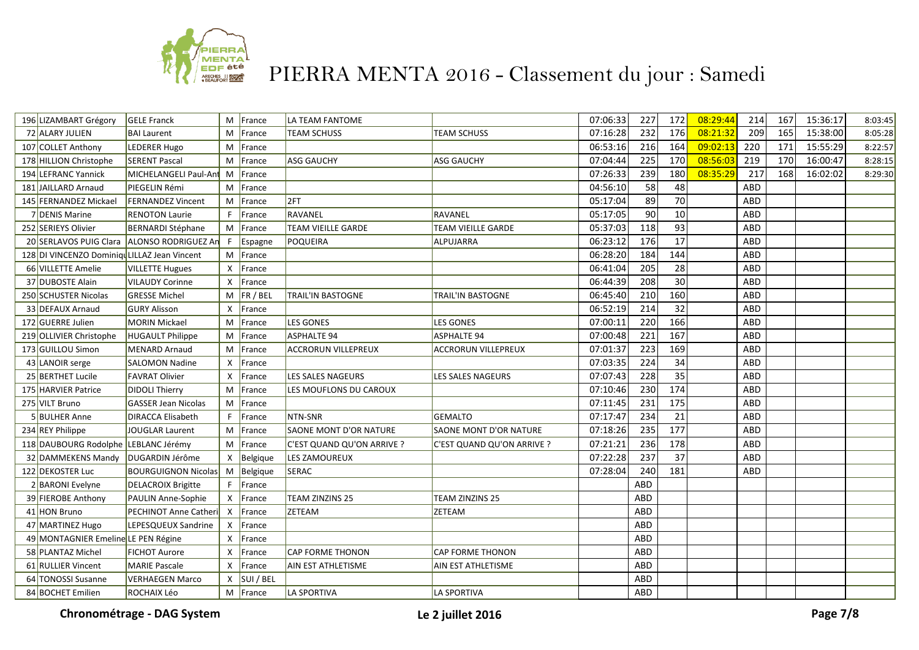# PIERRA MENTA 2016 - Classement du jour : Samedi

| | | | | | | | | | | | | | | |
|---|---|---|---|---|---|---|---|---|---|---|---|---|---|---|
| 196 | LIZAMBART Grégory | GELE Franck | M | France | LA TEAM FANTOME | | 07:06:33 | 227 | 172 | 08:29:44 | 214 | 167 | 15:36:17 | 8:03:45 |
| 72 | ALARY JULIEN | BAI Laurent | M | France | TEAM SCHUSS | TEAM SCHUSS | 07:16:28 | 232 | 176 | 08:21:32 | 209 | 165 | 15:38:00 | 8:05:28 |
| 107 | COLLET Anthony | LEDERER Hugo | M | France | | | 06:53:16 | 216 | 164 | 09:02:13 | 220 | 171 | 15:55:29 | 8:22:57 |
| 178 | HILLION Christophe | SERENT Pascal | M | France | ASG GAUCHY | ASG GAUCHY | 07:04:44 | 225 | 170 | 08:56:03 | 219 | 170 | 16:00:47 | 8:28:15 |
| 194 | LEFRANC Yannick | MICHELANGELI Paul-Ant | M | France | | | 07:26:33 | 239 | 180 | 08:35:29 | 217 | 168 | 16:02:02 | 8:29:30 |
| 181 | JAILLARD Arnaud | PIEGELIN Rémi | M | France | | | 04:56:10 | 58 | 48 | | ABD | | | |
| 145 | FERNANDEZ Mickael | FERNANDEZ Vincent | M | France | 2FT | | 05:17:04 | 89 | 70 | | ABD | | | |
| 7 | DENIS Marine | RENOTON Laurie | F | France | RAVANEL | RAVANEL | 05:17:05 | 90 | 10 | | ABD | | | |
| 252 | SERIEYS Olivier | BERNARDI Stéphane | M | France | TEAM VIEILLE GARDE | TEAM VIEILLE GARDE | 05:37:03 | 118 | 93 | | ABD | | | |
| 20 | SERLAVOS PUIG Clara | ALONSO RODRIGUEZ An | F | Espagne | POQUEIRA | ALPUJARRA | 06:23:12 | 176 | 17 | | ABD | | | |
| 128 | DI VINCENZO Dominiqu | LILLAZ Jean Vincent | M | France | | | 06:28:20 | 184 | 144 | | ABD | | | |
| 66 | VILLETTE Amelie | VILLETTE Hugues | X | France | | | 06:41:04 | 205 | 28 | | ABD | | | |
| 37 | DUBOSTE Alain | VILAUDY Corinne | X | France | | | 06:44:39 | 208 | 30 | | ABD | | | |
| 250 | SCHUSTER Nicolas | GRESSE Michel | M | FR / BEL | TRAIL'IN BASTOGNE | TRAIL'IN BASTOGNE | 06:45:40 | 210 | 160 | | ABD | | | |
| 33 | DEFAUX Arnaud | GURY Alisson | X | France | | | 06:52:19 | 214 | 32 | | ABD | | | |
| 172 | GUERRE Julien | MORIN Mickael | M | France | LES GONES | LES GONES | 07:00:11 | 220 | 166 | | ABD | | | |
| 219 | OLLIVIER Christophe | HUGAULT Philippe | M | France | ASPHALTE 94 | ASPHALTE 94 | 07:00:48 | 221 | 167 | | ABD | | | |
| 173 | GUILLOU Simon | MENARD Arnaud | M | France | ACCRORUN VILLEPREUX | ACCRORUN VILLEPREUX | 07:01:37 | 223 | 169 | | ABD | | | |
| 43 | LANOIR serge | SALOMON Nadine | X | France | | | 07:03:35 | 224 | 34 | | ABD | | | |
| 25 | BERTHET Lucile | FAVRAT Olivier | X | France | LES SALES NAGEURS | LES SALES NAGEURS | 07:07:43 | 228 | 35 | | ABD | | | |
| 175 | HARVIER Patrice | DIDOLI Thierry | M | France | LES MOUFLONS DU CAROUX | | 07:10:46 | 230 | 174 | | ABD | | | |
| 275 | VILT Bruno | GASSER Jean Nicolas | M | France | | | 07:11:45 | 231 | 175 | | ABD | | | |
| 5 | BULHER Anne | DIRACCA Elisabeth | F | France | NTN-SNR | GEMALTO | 07:17:47 | 234 | 21 | | ABD | | | |
| 234 | REY Philippe | JOUGLAR Laurent | M | France | SAONE MONT D'OR NATURE | SAONE MONT D'OR NATURE | 07:18:26 | 235 | 177 | | ABD | | | |
| 118 | DAUBOURG Rodolphe | LEBLANC Jérémy | M | France | C'EST QUAND QU'ON ARRIVE ? | C'EST QUAND QU'ON ARRIVE ? | 07:21:21 | 236 | 178 | | ABD | | | |
| 32 | DAMMEKENS Mandy | DUGARDIN Jérôme | X | Belgique | LES ZAMOUREUX | | 07:22:28 | 237 | 37 | | ABD | | | |
| 122 | DEKOSTER Luc | BOURGUIGNON Nicolas | M | Belgique | SERAC | | 07:28:04 | 240 | 181 | | ABD | | | |
| 2 | BARONI Evelyne | DELACROIX Brigitte | F | France | | | | ABD | | | | | | |
| 39 | FIEROBE Anthony | PAULIN Anne-Sophie | X | France | TEAM ZINZINS 25 | TEAM ZINZINS 25 | | ABD | | | | | | |
| 41 | HON Bruno | PECHINOT Anne Catheri | X | France | ZETEAM | ZETEAM | | ABD | | | | | | |
| 47 | MARTINEZ Hugo | LEPESQUEUX Sandrine | X | France | | | | ABD | | | | | | |
| 49 | MONTAGNIER Emeline | LE PEN Régine | X | France | | | | ABD | | | | | | |
| 58 | PLANTAZ Michel | FICHOT Aurore | X | France | CAP FORME THONON | CAP FORME THONON | | ABD | | | | | | |
| 61 | RULLIER Vincent | MARIE Pascale | X | France | AIN EST ATHLETISME | AIN EST ATHLETISME | | ABD | | | | | | |
| 64 | TONOSSI Susanne | VERHAEGEN Marco | X | SUI / BEL | | | | ABD | | | | | | |
| 84 | BOCHET Emilien | ROCHAIX Léo | M | France | LA SPORTIVA | LA SPORTIVA | | ABD | | | | | | |

**Chronométrage - DAG System** **Le 2 juillet 2016**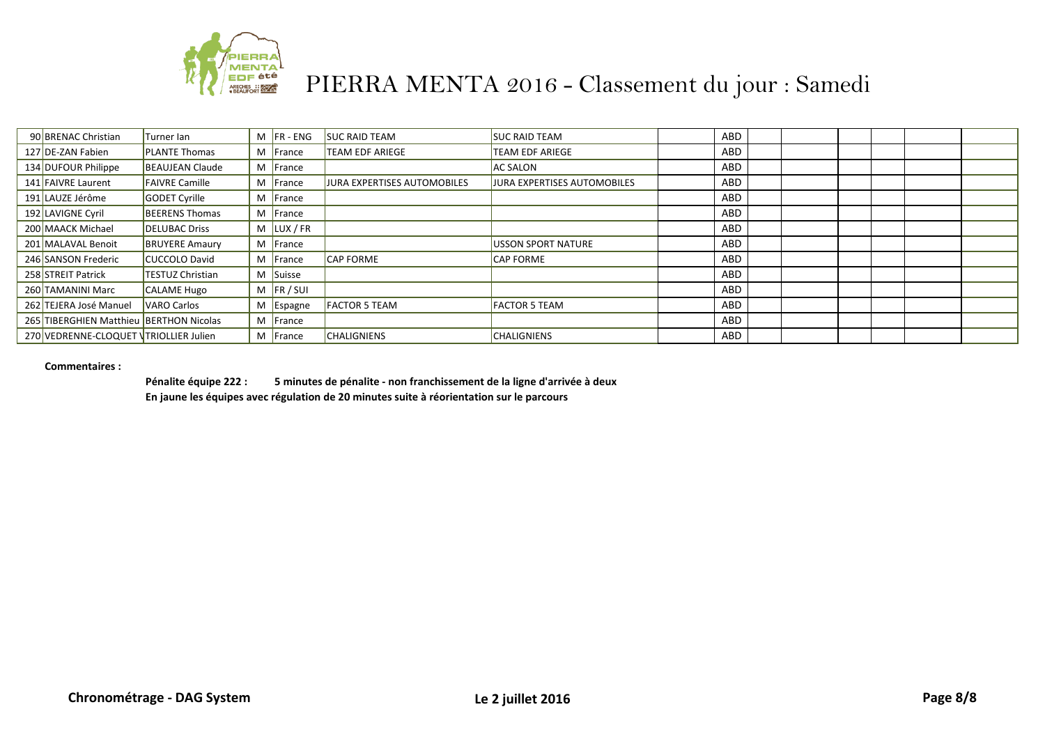# PIERRA MENTA 2016 - Classement du jour : Samedi

| | | | | | | | | | | | | | | |
|---|---|---|---|---|---|---|---|---|---|---|---|---|---|---|
| 90 | BRENAC Christian | Turner Ian | M | FR - ENG | SUC RAID TEAM | SUC RAID TEAM | | ABD | | | | | | |
| 127 | DE-ZAN Fabien | PLANTE Thomas | M | France | TEAM EDF ARIEGE | TEAM EDF ARIEGE | | ABD | | | | | | |
| 134 | DUFOUR Philippe | BEAUJEAN Claude | M | France | | AC SALON | | ABD | | | | | | |
| 141 | FAIVRE Laurent | FAIVRE Camille | M | France | JURA EXPERTISES AUTOMOBILES | JURA EXPERTISES AUTOMOBILES | | ABD | | | | | | |
| 191 | LAUZE Jérôme | GODET Cyrille | M | France | | | | ABD | | | | | | |
| 192 | LAVIGNE Cyril | BEERENS Thomas | M | France | | | | ABD | | | | | | |
| 200 | MAACK Michael | DELUBAC Driss | M | LUX / FR | | | | ABD | | | | | | |
| 201 | MALAVAL Benoit | BRUYERE Amaury | M | France | | USSON SPORT NATURE | | ABD | | | | | | |
| 246 | SANSON Frederic | CUCCOLO David | M | France | CAP FORME | CAP FORME | | ABD | | | | | | |
| 258 | STREIT Patrick | TESTUZ Christian | M | Suisse | | | | ABD | | | | | | |
| 260 | TAMANINI Marc | CALAME Hugo | M | FR / SUI | | | | ABD | | | | | | |
| 262 | TEJERA José Manuel | VARO Carlos | M | Espagne | FACTOR 5 TEAM | FACTOR 5 TEAM | | ABD | | | | | | |
| 265 | TIBERGHIEN Matthieu | BERTHON Nicolas | M | France | | | | ABD | | | | | | |
| 270 | VEDRENNE-CLOQUET V | TRIOLLIER Julien | M | France | CHALIGNIENS | CHALIGNIENS | | ABD | | | | | | |

**Commentaires :**

**Pénalite équipe 222 : 5 minutes de pénalite - non franchissement de la ligne d'arrivée à deux**

**En jaune les équipes avec régulation de 20 minutes suite à réorientation sur le parcours**

**Chronométrage - DAG System** **Le 2 juillet 2016**